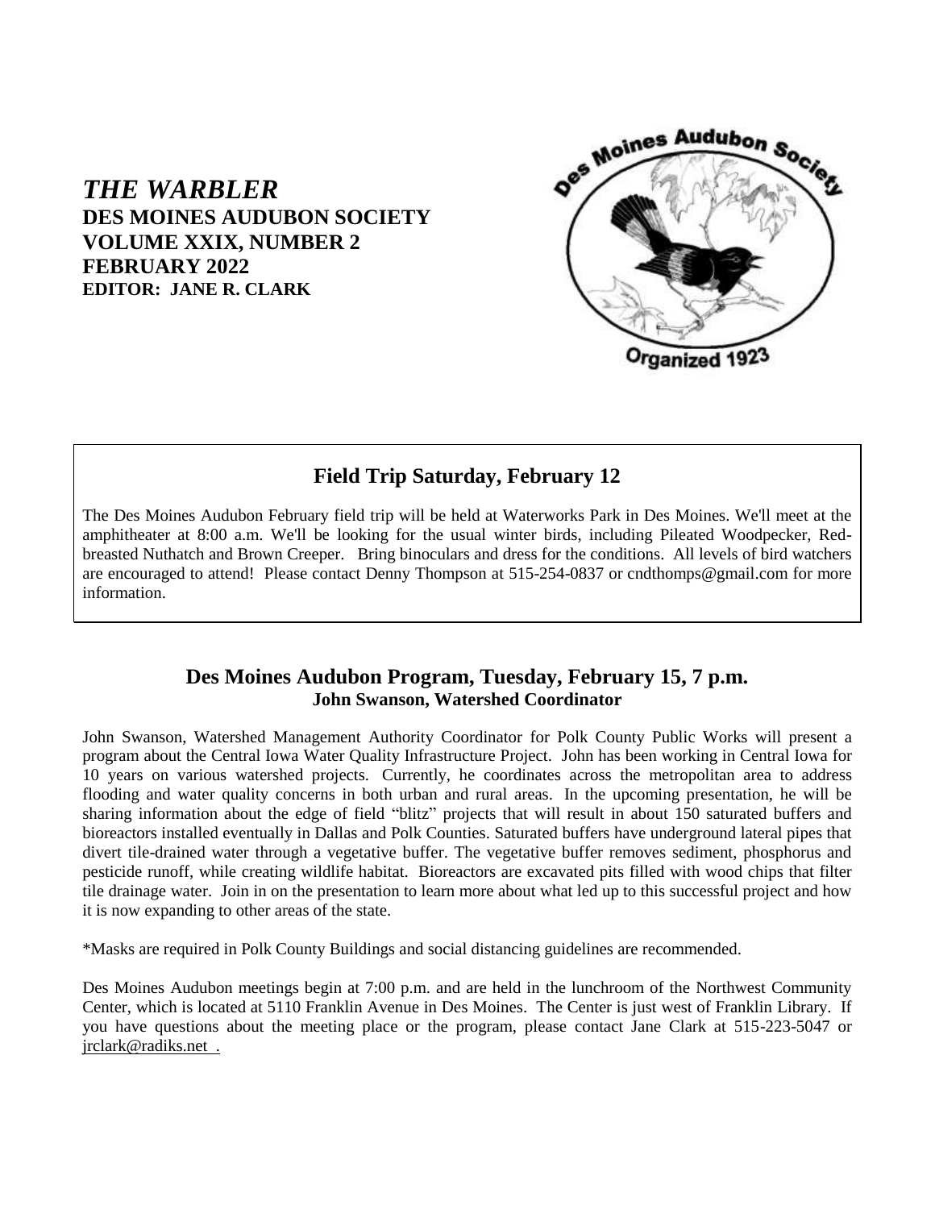# *THE WARBLER*

**DES MOINES AUDUBON SOCIETY**
**VOLUME XXIX, NUMBER 2**
**FEBRUARY 2022**
**EDITOR: JANE R. CLARK**

Des Moines Audubon Society
Organized 1923

## Field Trip Saturday, February 12

The Des Moines Audubon February field trip will be held at Waterworks Park in Des Moines. We'll meet at the amphitheater at 8:00 a.m. We'll be looking for the usual winter birds, including Pileated Woodpecker, Red-breasted Nuthatch and Brown Creeper. Bring binoculars and dress for the conditions. All levels of bird watchers are encouraged to attend! Please contact Denny Thompson at 515-254-0837 or cndthomps@gmail.com for more information.

## Des Moines Audubon Program, Tuesday, February 15, 7 p.m.

### John Swanson, Watershed Coordinator

John Swanson, Watershed Management Authority Coordinator for Polk County Public Works will present a program about the Central Iowa Water Quality Infrastructure Project. John has been working in Central Iowa for 10 years on various watershed projects. Currently, he coordinates across the metropolitan area to address flooding and water quality concerns in both urban and rural areas. In the upcoming presentation, he will be sharing information about the edge of field "blitz" projects that will result in about 150 saturated buffers and bioreactors installed eventually in Dallas and Polk Counties. Saturated buffers have underground lateral pipes that divert tile-drained water through a vegetative buffer. The vegetative buffer removes sediment, phosphorus and pesticide runoff, while creating wildlife habitat. Bioreactors are excavated pits filled with wood chips that filter tile drainage water. Join in on the presentation to learn more about what led up to this successful project and how it is now expanding to other areas of the state.

*Masks are required in Polk County Buildings and social distancing guidelines are recommended.

Des Moines Audubon meetings begin at 7:00 p.m. and are held in the lunchroom of the Northwest Community Center, which is located at 5110 Franklin Avenue in Des Moines. The Center is just west of Franklin Library. If you have questions about the meeting place or the program, please contact Jane Clark at 515-223-5047 or jrclark@radiks.net .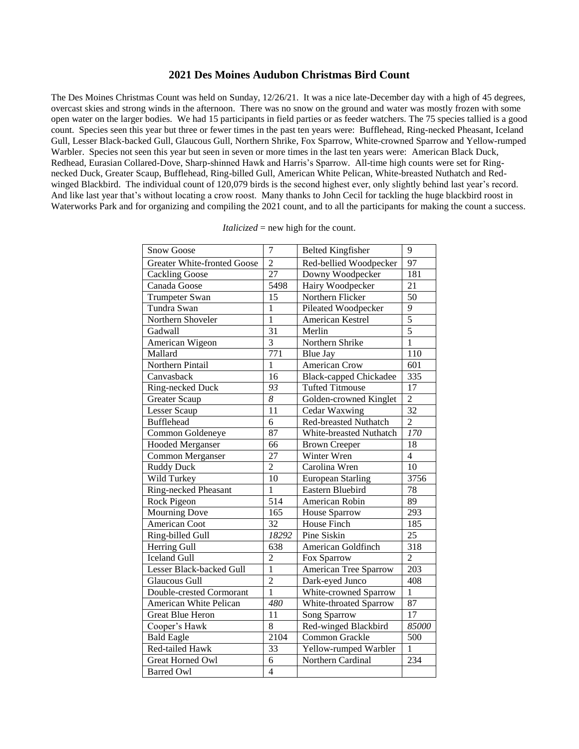## 2021 Des Moines Audubon Christmas Bird Count

The Des Moines Christmas Count was held on Sunday, 12/26/21. It was a nice late-December day with a high of 45 degrees, overcast skies and strong winds in the afternoon. There was no snow on the ground and water was mostly frozen with some open water on the larger bodies. We had 15 participants in field parties or as feeder watchers. The 75 species tallied is a good count. Species seen this year but three or fewer times in the past ten years were: Bufflehead, Ring-necked Pheasant, Iceland Gull, Lesser Black-backed Gull, Glaucous Gull, Northern Shrike, Fox Sparrow, White-crowned Sparrow and Yellow-rumped Warbler. Species not seen this year but seen in seven or more times in the last ten years were: American Black Duck, Redhead, Eurasian Collared-Dove, Sharp-shinned Hawk and Harris's Sparrow. All-time high counts were set for Ring-necked Duck, Greater Scaup, Bufflehead, Ring-billed Gull, American White Pelican, White-breasted Nuthatch and Red-winged Blackbird. The individual count of 120,079 birds is the second highest ever, only slightly behind last year's record. And like last year that's without locating a crow roost. Many thanks to John Cecil for tackling the huge blackbird roost in Waterworks Park and for organizing and compiling the 2021 count, and to all the participants for making the count a success.

*Italicized* = new high for the count.

| | | | |
|---|---|---|---|
| Snow Goose | 7 | Belted Kingfisher | 9 |
| Greater White-fronted Goose | 2 | Red-bellied Woodpecker | 97 |
| Cackling Goose | 27 | Downy Woodpecker | 181 |
| Canada Goose | 5498 | Hairy Woodpecker | 21 |
| Trumpeter Swan | 15 | Northern Flicker | 50 |
| Tundra Swan | 1 | Pileated Woodpecker | *9* |
| Northern Shoveler | 1 | American Kestrel | 5 |
| Gadwall | 31 | Merlin | 5 |
| American Wigeon | 3 | Northern Shrike | 1 |
| Mallard | 771 | Blue Jay | 110 |
| Northern Pintail | 1 | American Crow | 601 |
| Canvasback | 16 | Black-capped Chickadee | 335 |
| Ring-necked Duck | *93* | Tufted Titmouse | 17 |
| Greater Scaup | *8* | Golden-crowned Kinglet | 2 |
| Lesser Scaup | 11 | Cedar Waxwing | 32 |
| Bufflehead | 6 | Red-breasted Nuthatch | 2 |
| Common Goldeneye | 87 | White-breasted Nuthatch | *170* |
| Hooded Merganser | 66 | Brown Creeper | 18 |
| Common Merganser | 27 | Winter Wren | 4 |
| Ruddy Duck | 2 | Carolina Wren | 10 |
| Wild Turkey | 10 | European Starling | 3756 |
| Ring-necked Pheasant | 1 | Eastern Bluebird | 78 |
| Rock Pigeon | 514 | American Robin | 89 |
| Mourning Dove | 165 | House Sparrow | 293 |
| American Coot | 32 | House Finch | 185 |
| Ring-billed Gull | *18292* | Pine Siskin | 25 |
| Herring Gull | 638 | American Goldfinch | 318 |
| Iceland Gull | 2 | Fox Sparrow | 2 |
| Lesser Black-backed Gull | 1 | American Tree Sparrow | 203 |
| Glaucous Gull | 2 | Dark-eyed Junco | 408 |
| Double-crested Cormorant | 1 | White-crowned Sparrow | 1 |
| American White Pelican | *480* | White-throated Sparrow | 87 |
| Great Blue Heron | 11 | Song Sparrow | 17 |
| Cooper's Hawk | 8 | Red-winged Blackbird | *85000* |
| Bald Eagle | 2104 | Common Grackle | 500 |
| Red-tailed Hawk | 33 | Yellow-rumped Warbler | 1 |
| Great Horned Owl | 6 | Northern Cardinal | 234 |
| Barred Owl | 4 | | |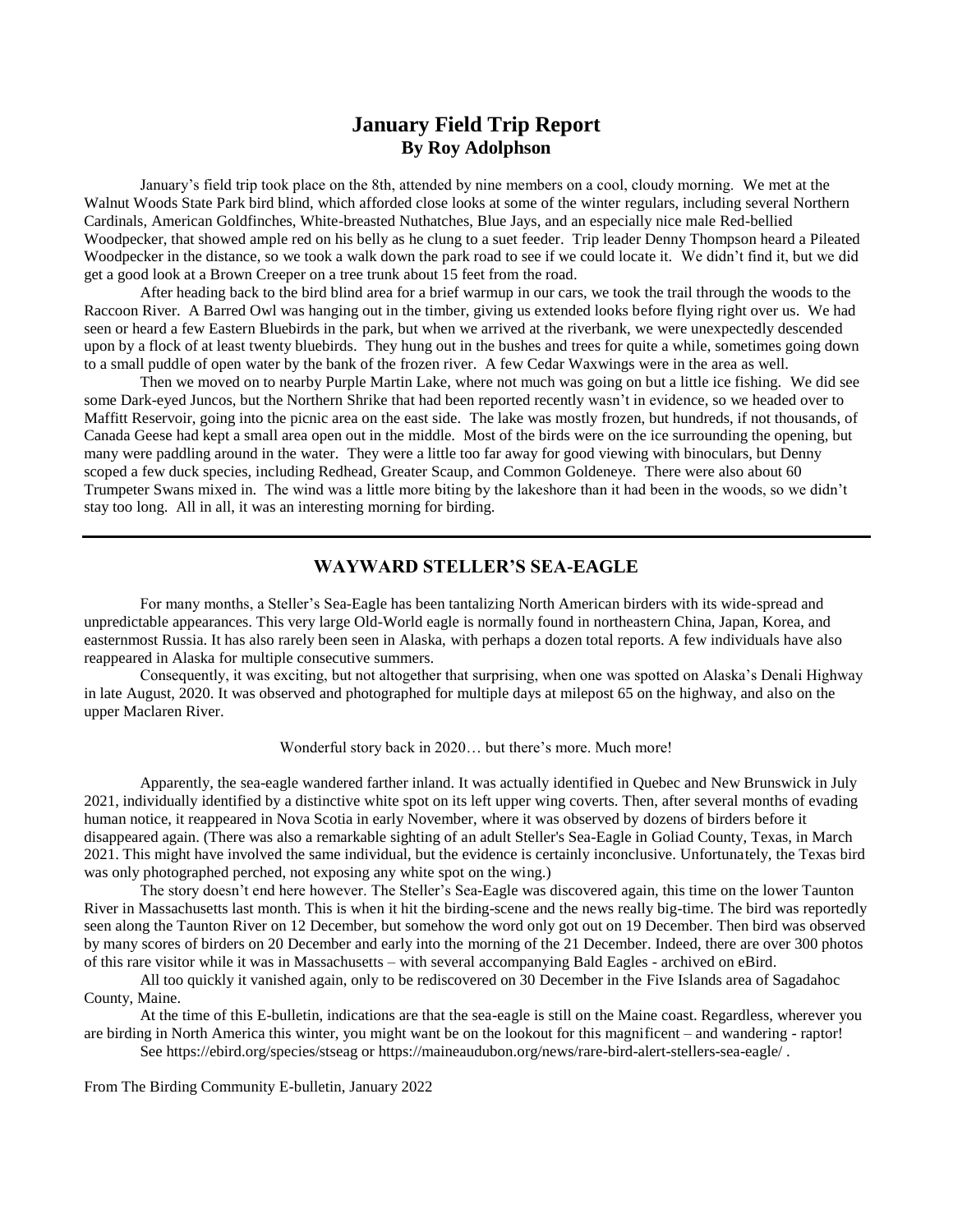# January Field Trip Report

**By Roy Adolphson**

January's field trip took place on the 8th, attended by nine members on a cool, cloudy morning. We met at the Walnut Woods State Park bird blind, which afforded close looks at some of the winter regulars, including several Northern Cardinals, American Goldfinches, White-breasted Nuthatches, Blue Jays, and an especially nice male Red-bellied Woodpecker, that showed ample red on his belly as he clung to a suet feeder. Trip leader Denny Thompson heard a Pileated Woodpecker in the distance, so we took a walk down the park road to see if we could locate it. We didn't find it, but we did get a good look at a Brown Creeper on a tree trunk about 15 feet from the road.

After heading back to the bird blind area for a brief warmup in our cars, we took the trail through the woods to the Raccoon River. A Barred Owl was hanging out in the timber, giving us extended looks before flying right over us. We had seen or heard a few Eastern Bluebirds in the park, but when we arrived at the riverbank, we were unexpectedly descended upon by a flock of at least twenty bluebirds. They hung out in the bushes and trees for quite a while, sometimes going down to a small puddle of open water by the bank of the frozen river. A few Cedar Waxwings were in the area as well.

Then we moved on to nearby Purple Martin Lake, where not much was going on but a little ice fishing. We did see some Dark-eyed Juncos, but the Northern Shrike that had been reported recently wasn't in evidence, so we headed over to Maffitt Reservoir, going into the picnic area on the east side. The lake was mostly frozen, but hundreds, if not thousands, of Canada Geese had kept a small area open out in the middle. Most of the birds were on the ice surrounding the opening, but many were paddling around in the water. They were a little too far away for good viewing with binoculars, but Denny scoped a few duck species, including Redhead, Greater Scaup, and Common Goldeneye. There were also about 60 Trumpeter Swans mixed in. The wind was a little more biting by the lakeshore than it had been in the woods, so we didn't stay too long. All in all, it was an interesting morning for birding.

---

## WAYWARD STELLER'S SEA-EAGLE

For many months, a Steller's Sea-Eagle has been tantalizing North American birders with its wide-spread and unpredictable appearances. This very large Old-World eagle is normally found in northeastern China, Japan, Korea, and easternmost Russia. It has also rarely been seen in Alaska, with perhaps a dozen total reports. A few individuals have also reappeared in Alaska for multiple consecutive summers.

Consequently, it was exciting, but not altogether that surprising, when one was spotted on Alaska's Denali Highway in late August, 2020. It was observed and photographed for multiple days at milepost 65 on the highway, and also on the upper Maclaren River.

Wonderful story back in 2020… but there's more. Much more!

Apparently, the sea-eagle wandered farther inland. It was actually identified in Quebec and New Brunswick in July 2021, individually identified by a distinctive white spot on its left upper wing coverts. Then, after several months of evading human notice, it reappeared in Nova Scotia in early November, where it was observed by dozens of birders before it disappeared again. (There was also a remarkable sighting of an adult Steller's Sea-Eagle in Goliad County, Texas, in March 2021. This might have involved the same individual, but the evidence is certainly inconclusive. Unfortunately, the Texas bird was only photographed perched, not exposing any white spot on the wing.)

The story doesn't end here however. The Steller's Sea-Eagle was discovered again, this time on the lower Taunton River in Massachusetts last month. This is when it hit the birding-scene and the news really big-time. The bird was reportedly seen along the Taunton River on 12 December, but somehow the word only got out on 19 December. Then bird was observed by many scores of birders on 20 December and early into the morning of the 21 December. Indeed, there are over 300 photos of this rare visitor while it was in Massachusetts – with several accompanying Bald Eagles - archived on eBird.

All too quickly it vanished again, only to be rediscovered on 30 December in the Five Islands area of Sagadahoc County, Maine.

At the time of this E-bulletin, indications are that the sea-eagle is still on the Maine coast. Regardless, wherever you are birding in North America this winter, you might want be on the lookout for this magnificent – and wandering - raptor!

See https://ebird.org/species/stseag or https://maineaudubon.org/news/rare-bird-alert-stellers-sea-eagle/ .

From The Birding Community E-bulletin, January 2022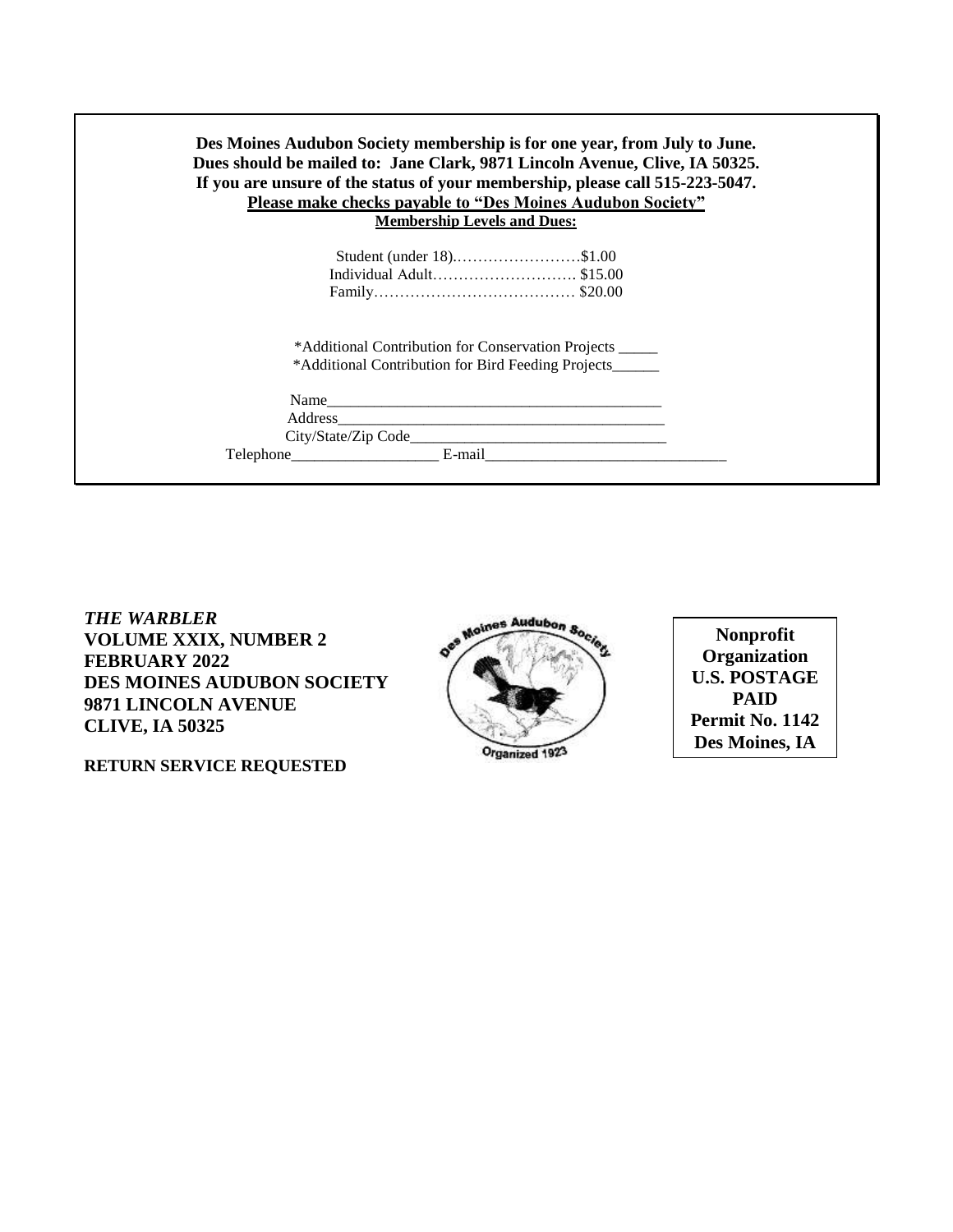**Des Moines Audubon Society membership is for one year, from July to June.**
**Dues should be mailed to: Jane Clark, 9871 Lincoln Avenue, Clive, IA 50325.**
**If you are unsure of the status of your membership, please call 515-223-5047.**
**Please make checks payable to "Des Moines Audubon Society"**

**Membership Levels and Dues:**

Student (under 18)……………………$1.00
Individual Adult………………………. $15.00
Family………………………………… $20.00

*Additional Contribution for Conservation Projects _____
*Additional Contribution for Bird Feeding Projects______

Name_____________________________________________
Address____________________________________________
City/State/Zip Code__________________________________
Telephone__________________ E-mail_______________________________

***THE WARBLER***
**VOLUME XXIX, NUMBER 2**
**FEBRUARY 2022**
**DES MOINES AUDUBON SOCIETY**
**9871 LINCOLN AVENUE**
**CLIVE, IA 50325**

**RETURN SERVICE REQUESTED**

Des Moines Audubon Society
Organized 1923

**Nonprofit Organization**
**U.S. POSTAGE PAID**
**Permit No. 1142**
**Des Moines, IA**